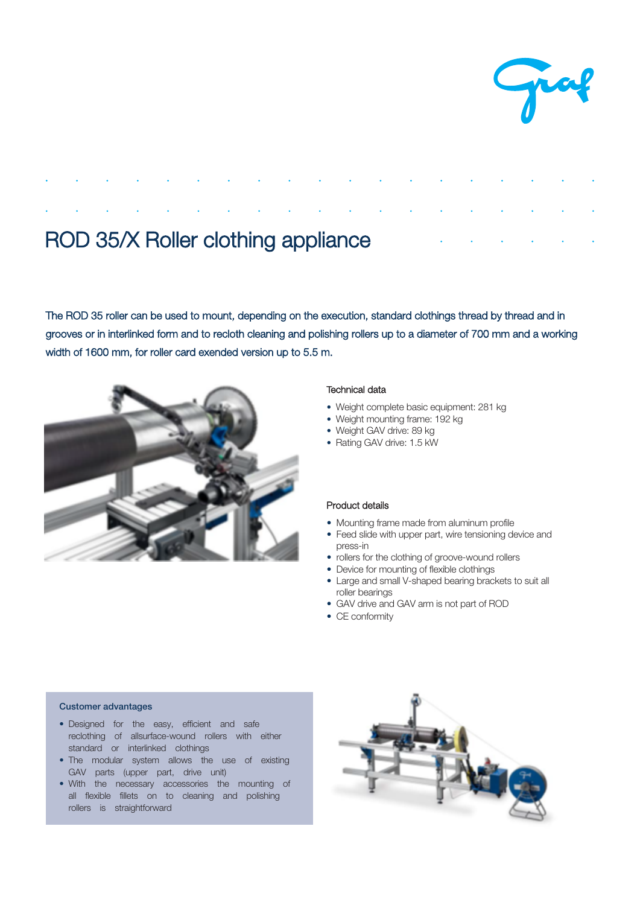# ROD 35/X Roller clothing appliance

The ROD 35 roller can be used to mount, depending on the execution, standard clothings thread by thread and in grooves or in interlinked form and to recloth cleaning and polishing rollers up to a diameter of 700 mm and a working width of 1600 mm, for roller card exended version up to 5.5 m.

### Technical data

- Weight complete basic equipment: 281 kg
- Weight mounting frame: 192 kg
- Weight GAV drive: 89 kg
- Rating GAV drive: 1.5 kW

### Product details

- Mounting frame made from aluminum profile
- Feed slide with upper part, wire tensioning device and press-in
- rollers for the clothing of groove-wound rollers
- Device for mounting of flexible clothings
- Large and small V-shaped bearing brackets to suit all roller bearings
- GAV drive and GAV arm is not part of ROD
- CE conformity

### Customer advantages

- Designed for the easy, efficient and safe reclothing of allsurface-wound rollers with either standard or interlinked clothings
- The modular system allows the use of existing GAV parts (upper part, drive unit)
- With the necessary accessories the mounting of all flexible fillets on to cleaning and polishing rollers is straightforward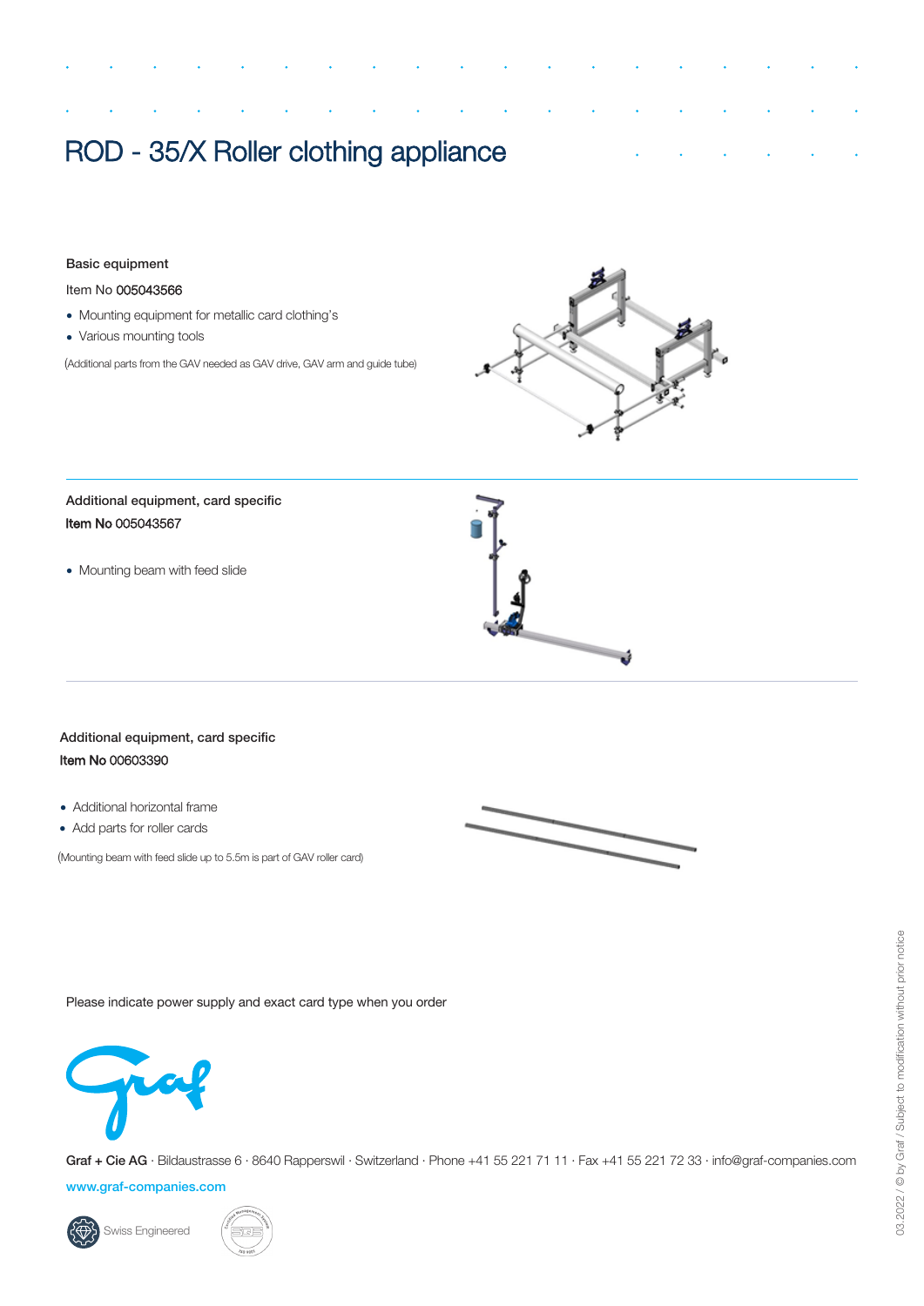# ROD - 35/X Roller clothing appliance

**Basic equipment**

Item No 005043566

- Mounting equipment for metallic card clothing's
- Various mounting tools

(Additional parts from the GAV needed as GAV drive, GAV arm and guide tube)

**Additional equipment, card specific**

**Item No** 005043567

- Mounting beam with feed slide

**Additional equipment, card specific**

**Item No** 00603390

- Additional horizontal frame
- Add parts for roller cards

(Mounting beam with feed slide up to 5.5m is part of GAV roller card)

Please indicate power supply and exact card type when you order

**Graf + Cie AG** · Bildaustrasse 6 · 8640 Rapperswil · Switzerland · Phone +41 55 221 71 11 · Fax +41 55 221 72 33 · info@graf-companies.com

**www.graf-companies.com**

Swiss Engineered

03.2022 / © by Graf / Subject to modification without prior notice